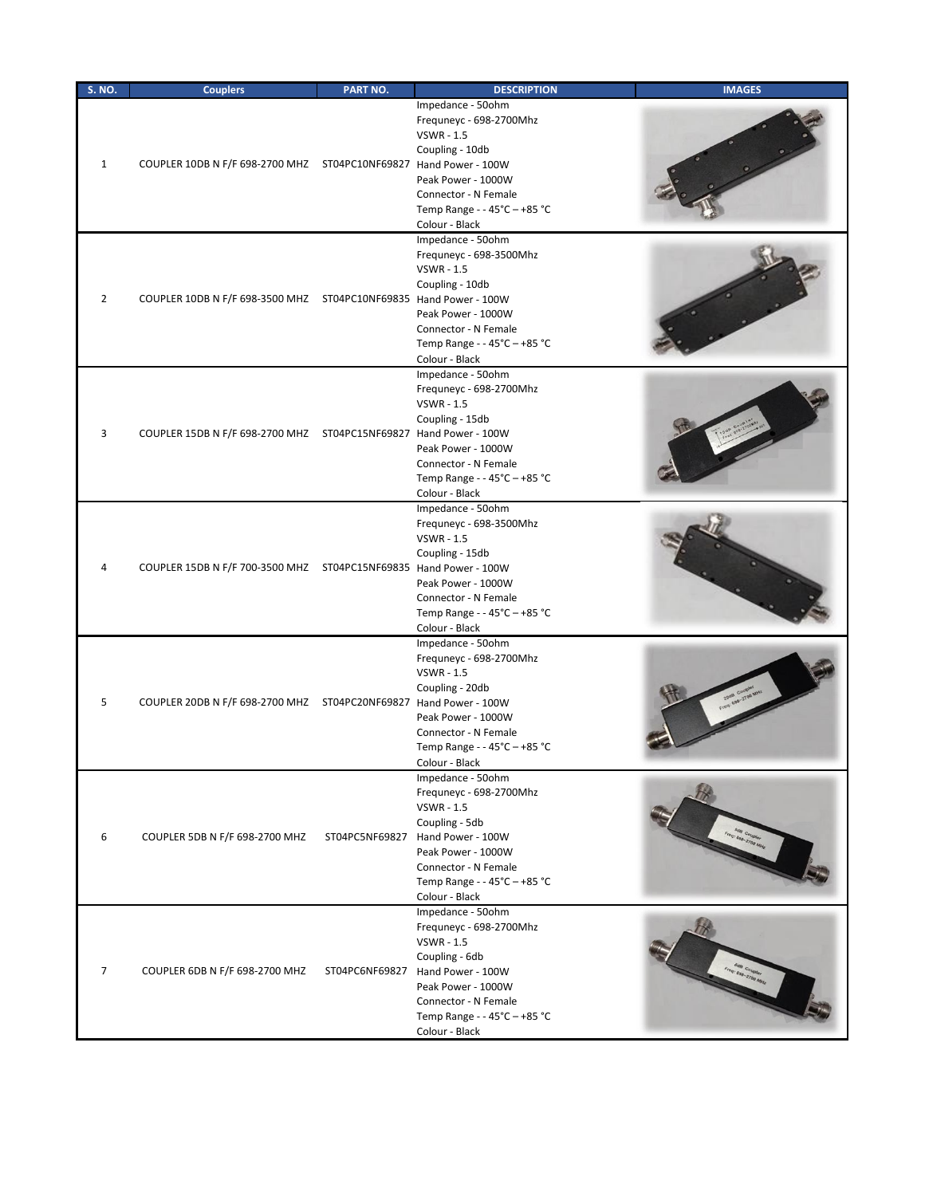| S. NO. | Couplers | PART NO. | DESCRIPTION | IMAGES |
|---|---|---|---|---|
| 1 | COUPLER 10DB N F/F 698-2700 MHZ | ST04PC10NF69827 | Impedance - 50ohm<br>Frequneyc - 698-2700Mhz<br>VSWR - 1.5<br>Coupling - 10db<br>Hand Power - 100W<br>Peak Power - 1000W<br>Connector - N Female<br>Temp Range - - 45°C – +85 °C<br>Colour - Black | |
| 2 | COUPLER 10DB N F/F 698-3500 MHZ | ST04PC10NF69835 | Impedance - 50ohm<br>Frequneyc - 698-3500Mhz<br>VSWR - 1.5<br>Coupling - 10db<br>Hand Power - 100W<br>Peak Power - 1000W<br>Connector - N Female<br>Temp Range - - 45°C – +85 °C<br>Colour - Black | |
| 3 | COUPLER 15DB N F/F 698-2700 MHZ | ST04PC15NF69827 | Impedance - 50ohm<br>Frequneyc - 698-2700Mhz<br>VSWR - 1.5<br>Coupling - 15db<br>Hand Power - 100W<br>Peak Power - 1000W<br>Connector - N Female<br>Temp Range - - 45°C – +85 °C<br>Colour - Black | |
| 4 | COUPLER 15DB N F/F 700-3500 MHZ | ST04PC15NF69835 | Impedance - 50ohm<br>Frequneyc - 698-3500Mhz<br>VSWR - 1.5<br>Coupling - 15db<br>Hand Power - 100W<br>Peak Power - 1000W<br>Connector - N Female<br>Temp Range - - 45°C – +85 °C<br>Colour - Black | |
| 5 | COUPLER 20DB N F/F 698-2700 MHZ | ST04PC20NF69827 | Impedance - 50ohm<br>Frequneyc - 698-2700Mhz<br>VSWR - 1.5<br>Coupling - 20db<br>Hand Power - 100W<br>Peak Power - 1000W<br>Connector - N Female<br>Temp Range - - 45°C – +85 °C<br>Colour - Black | |
| 6 | COUPLER 5DB N F/F 698-2700 MHZ | ST04PC5NF69827 | Impedance - 50ohm<br>Frequneyc - 698-2700Mhz<br>VSWR - 1.5<br>Coupling - 5db<br>Hand Power - 100W<br>Peak Power - 1000W<br>Connector - N Female<br>Temp Range - - 45°C – +85 °C<br>Colour - Black | |
| 7 | COUPLER 6DB N F/F 698-2700 MHZ | ST04PC6NF69827 | Impedance - 50ohm<br>Frequneyc - 698-2700Mhz<br>VSWR - 1.5<br>Coupling - 6db<br>Hand Power - 100W<br>Peak Power - 1000W<br>Connector - N Female<br>Temp Range - - 45°C – +85 °C<br>Colour - Black | |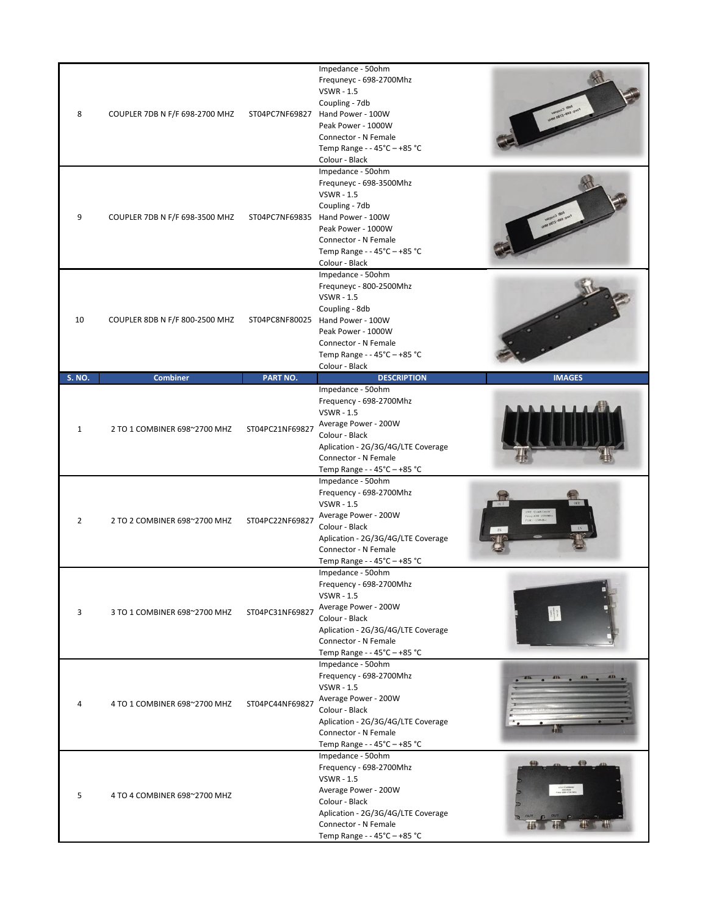| | | | | |
|---|---|---|---|---|
| 8 | COUPLER 7DB N F/F 698-2700 MHZ | ST04PC7NF69827 | Impedance - 50ohm<br>Frequneyc - 698-2700Mhz<br>VSWR - 1.5<br>Coupling - 7db<br>Hand Power - 100W<br>Peak Power - 1000W<br>Connector - N Female<br>Temp Range - - 45°C – +85 °C<br>Colour - Black | |
| 9 | COUPLER 7DB N F/F 698-3500 MHZ | ST04PC7NF69835 | Impedance - 50ohm<br>Frequneyc - 698-3500Mhz<br>VSWR - 1.5<br>Coupling - 7db<br>Hand Power - 100W<br>Peak Power - 1000W<br>Connector - N Female<br>Temp Range - - 45°C – +85 °C<br>Colour - Black | |
| 10 | COUPLER 8DB N F/F 800-2500 MHZ | ST04PC8NF80025 | Impedance - 50ohm<br>Frequneyc - 800-2500Mhz<br>VSWR - 1.5<br>Coupling - 8db<br>Hand Power - 100W<br>Peak Power - 1000W<br>Connector - N Female<br>Temp Range - - 45°C – +85 °C<br>Colour - Black | |

| S. NO. | Combiner | PART NO. | DESCRIPTION | IMAGES |
|---|---|---|---|---|
| 1 | 2 TO 1 COMBINER 698~2700 MHZ | ST04PC21NF69827 | Impedance - 50ohm<br>Frequency - 698-2700Mhz<br>VSWR - 1.5<br>Average Power - 200W<br>Colour - Black<br>Aplication - 2G/3G/4G/LTE Coverage<br>Connector - N Female<br>Temp Range - - 45°C – +85 °C | |
| 2 | 2 TO 2 COMBINER 698~2700 MHZ | ST04PC22NF69827 | Impedance - 50ohm<br>Frequency - 698-2700Mhz<br>VSWR - 1.5<br>Average Power - 200W<br>Colour - Black<br>Aplication - 2G/3G/4G/LTE Coverage<br>Connector - N Female<br>Temp Range - - 45°C – +85 °C | |
| 3 | 3 TO 1 COMBINER 698~2700 MHZ | ST04PC31NF69827 | Impedance - 50ohm<br>Frequency - 698-2700Mhz<br>VSWR - 1.5<br>Average Power - 200W<br>Colour - Black<br>Aplication - 2G/3G/4G/LTE Coverage<br>Connector - N Female<br>Temp Range - - 45°C – +85 °C | |
| 4 | 4 TO 1 COMBINER 698~2700 MHZ | ST04PC44NF69827 | Impedance - 50ohm<br>Frequency - 698-2700Mhz<br>VSWR - 1.5<br>Average Power - 200W<br>Colour - Black<br>Aplication - 2G/3G/4G/LTE Coverage<br>Connector - N Female<br>Temp Range - - 45°C – +85 °C | |
| 5 | 4 TO 4 COMBINER 698~2700 MHZ | | Impedance - 50ohm<br>Frequency - 698-2700Mhz<br>VSWR - 1.5<br>Average Power - 200W<br>Colour - Black<br>Aplication - 2G/3G/4G/LTE Coverage<br>Connector - N Female<br>Temp Range - - 45°C – +85 °C | |